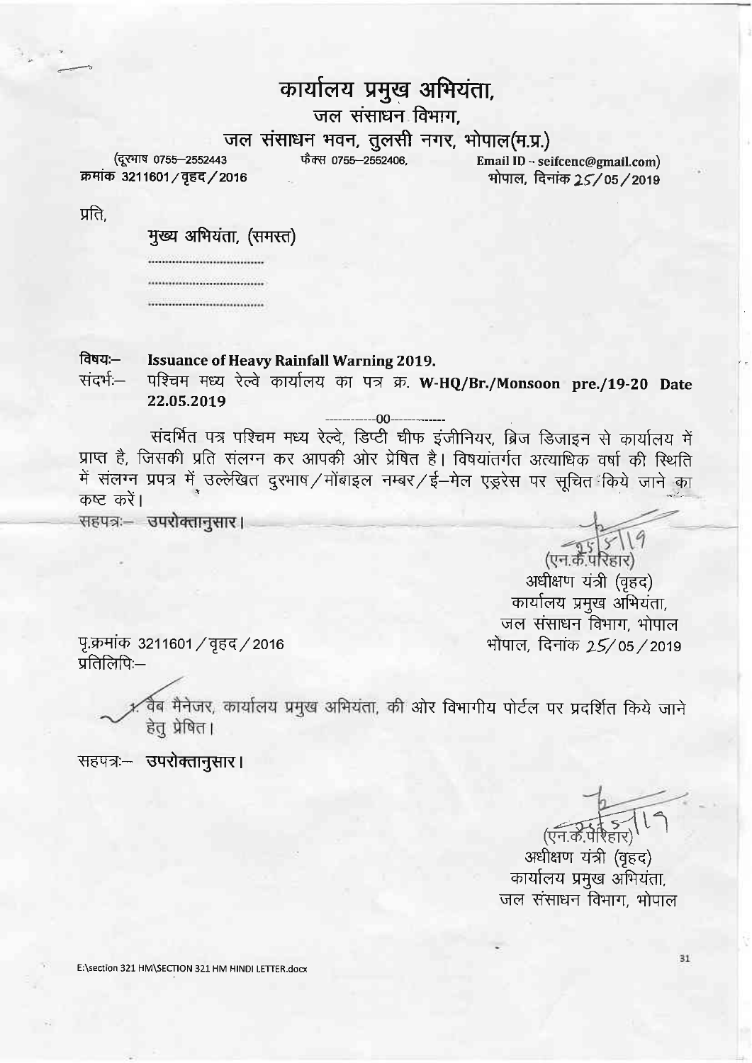# कार्यालय प्रमुख अभियंता,

## जल संसाधन विभाग,

## जल संसाधन भवन, तुलसी नगर, भोपाल(म.प्र.)

(दूरभाष 0755–2552443 फैक्स 0755–2552406, Email ID – seifcenc@gmail.com)

क्रमांक 3211601/वृहद/2016 भोपाल, दिनांक 25/05/2019

प्रति,

मुख्य अभियंता, (समस्त)

..................................

..................................

..................................

**विषयः–** **Issuance of Heavy Rainfall Warning 2019.**

**संदर्भः–** पश्चिम मध्य रेल्वे कार्यालय का पत्र क्र. **W-HQ/Br./Monsoon pre./19-20 Date 22.05.2019**

------------00------------

संदर्भित पत्र पश्चिम मध्य रेल्वे, डिप्टी चीफ इंजीनियर, ब्रिज डिजाइन से कार्यालय में प्राप्त है, जिसकी प्रति संलग्न कर आपकी ओर प्रेषित है। विषयांतर्गत अत्याधिक वर्षा की स्थिति में संलग्न प्रपत्र में उल्लेखित दुरभाष/मोंबाइल नम्बर/ई–मेल एड्रेस पर सूचित किये जाने का कष्ट करें।

सहपत्रः– **उपरोक्तानुसार।**

25/5/19

(एन.के.परिहार)
अधीक्षण यंत्री (वृहद)
कार्यालय प्रमुख अभियंता,
जल संसाधन विभाग, भोपाल

पृ.क्रमांक 3211601/वृहद/2016 भोपाल, दिनांक 25/05/2019

प्रतिलिपिः–

1. वेब मैनेजर, कार्यालय प्रमुख अभियंता, की ओर विभागीय पोर्टल पर प्रदर्शित किये जाने हेतु प्रेषित।

सहपत्रः– **उपरोक्तानुसार।**

25/5/19

(एन.के.परिहार)
अधीक्षण यंत्री (वृहद)
कार्यालय प्रमुख अभियंता,
जल संसाधन विभाग, भोपाल

E:\section 321 HM\SECTION 321 HM HINDI LETTER.docx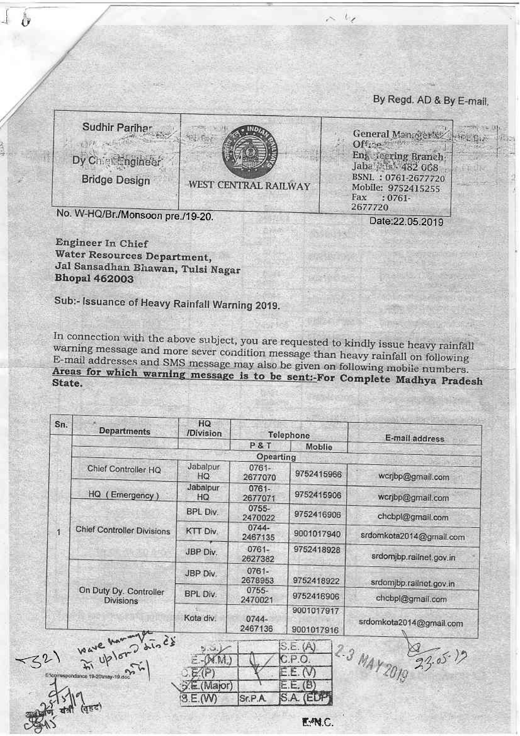By Regd. AD & By E-mail.

| Sudhir Parihar<br><br>Dy Chief Engineer<br><br>Bridge Design | WEST CENTRAL RAILWAY | General Manager's Office<br>Engineering Branch<br>Jabalpur- 482 008<br>BSNL : 0761-2677720<br>Mobile: 9752415255<br>Fax : 0761-2677720 |
|---|---|---|

No. W-HQ/Br./Monsoon pre./19-20.

Date:22.05.2019

**Engineer In Chief**
**Water Resources Department,**
**Jal Sansadhan Bhawan, Tulsi Nagar**
**Bhopal 462003**

Sub:- Issuance of Heavy Rainfall Warning 2019.

In connection with the above subject, you are requested to kindly issue heavy rainfall warning message and more sever condition message than heavy rainfall on following E-mail addresses and SMS message may also be given on following mobile numbers.
***Areas for which warning message is to be sent:-*** **For Complete Madhya Pradesh State.**

| Sn. | Departments | HQ /Division | Telephone | | E-mail address |
|---|---|---|---|---|---|
| | | | P & T | Moblie | |
| | | | Opearting | | |
| 1 | Chief Controller HQ | Jabalpur HQ | 0761-2677070 | 9752415966 | wcrjbp@gmail.com |
| | HQ ( Emergency ) | Jabalpur HQ | 0761-2677071 | 9752415906 | wcrjbp@gmail.com |
| | Chief Controller Divisions | BPL Div. | 0755-2470022 | 9752416906 | chcbpl@gmail.com |
| | | KTT Div. | 0744-2467135 | 9001017940 | srdomkota2014@gmail.com |
| | | JBP Div. | 0761-2627382 | 9752418928 | srdomjbp.railnet.gov.in |
| | On Duty Dy. Controller Divisions | JBP Div. | 0761-2678953 | 9752418922 | srdomjbp.railnet.gov.in |
| | | BPL Div. | 0755-2470021 | 9752416906 | chcbpl@gmail.com |
| | | Kota div. | 0744-2467136 | 9001017917<br>9001017916 | srdomkota2014@gmail.com |

E:\correspondance 19-20\may-19.doc

| S.G. | | S.E. (A) |
|---|---|---|
| E-(M.M.) | | C.P.O. |
| C.E.(P) | | E.E. (V) |
| S.E.(Major) | | E.E. (B) |
| S.E.(W) | Sr.P.A. | S.A. (EDP) |

23 MAY 2019

E-N.C.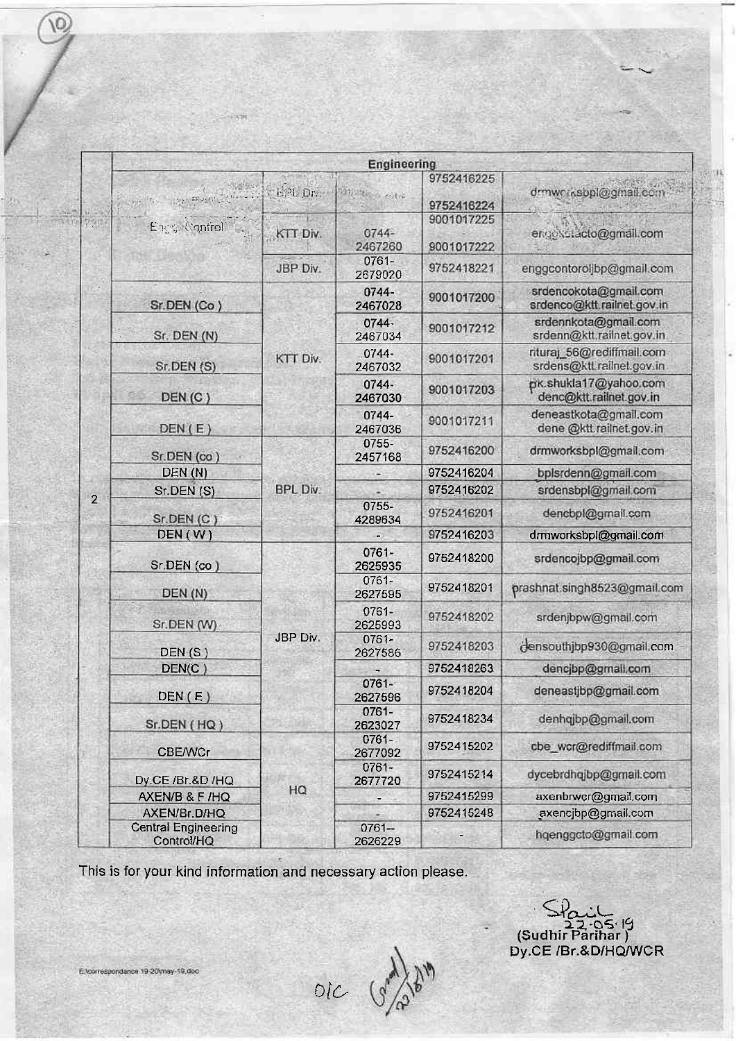| | | | | | |
|---|---|---|---|---|---|
| | Engineering | | | | |
| 2 | Engg Control | BPL Div. | | 9752416225 9752416224 | drmworksbpl@gmail.com |
| | | KTT Div. | 0744-2467260 | 9001017225 9001017222 | enggctacto@gmail.com |
| | | JBP Div. | 0761-2679020 | 9752418221 | enggcontoroljbp@gmail.com |
| | Sr.DEN (Co ) | KTT Div. | 0744-2467028 | 9001017200 | srdencokota@gmail.com srdenco@ktt.railnet.gov.in |
| | Sr. DEN (N) | | 0744-2467034 | 9001017212 | srdennkota@gmail.com srdenn@ktt.railnet.gov.in |
| | Sr.DEN (S) | | 0744-2467032 | 9001017201 | rituraj_56@rediffmail.com srdens@ktt.railnet.gov.in |
| | DEN (C ) | | 0744-2467030 | 9001017203 | pk.shukla17@yahoo.com denc@ktt.railnet.gov.in |
| | DEN ( E ) | | 0744-2467036 | 9001017211 | deneastkota@gmail.com dene @ktt.railnet.gov.in |
| | Sr.DEN (co ) | BPL Div. | 0755-2457168 | 9752416200 | drmworksbpl@gmail.com |
| | DEN (N) | | - | 9752416204 | bplsrdenn@gmail.com |
| | Sr.DEN (S) | | - | 9752416202 | srdensbpl@gmail.com |
| | Sr.DEN (C ) | | 0755-4289634 | 9752416201 | dencbpl@gmail.com |
| | DEN ( W ) | | - | 9752416203 | drmworksbpl@gmail.com |
| | Sr.DEN (co ) | JBP Div. | 0761-2625935 | 9752418200 | srdencojbp@gmail.com |
| | DEN (N) | | 0761-2627595 | 9752418201 | prashnat.singh8523@gmail.com |
| | Sr.DEN (W) | | 0761-2625993 | 9752418202 | srdenjbpw@gmail.com |
| | DEN (S ) | | 0761-2627586 | 9752418203 | densouthjbp930@gmail.com |
| | DEN(C ) | | - | 9752418263 | dencjbp@gmail.com |
| | DEN ( E ) | | 0761-2627596 | 9752418204 | deneastjbp@gmail.com |
| | Sr.DEN ( HQ ) | | 0761-2623027 | 9752418234 | denhqjbp@gmail.com |
| | CBE/WCr | HQ | 0761-2677092 | 9752415202 | cbe_wcr@rediffmail.com |
| | Dy.CE /Br.&D /HQ | | 0761-2677720 | 9752415214 | dycebrdhqjbp@gmail.com |
| | AXEN/B & F /HQ | | - | 9752415299 | axenbrwcr@gmail.com |
| | AXEN/Br.D/HQ | | - | 9752415248 | axencjbp@gmail.com |
| | Central Engineering Control/HQ | | 0761--2626229 | - | hqenggcto@gmail.com |

This is for your kind information and necessary action please.

22.05.19
(Sudhir Parihar )
Dy.CE /Br.&D/HQ/WCR

E:\correspondance 19-20\may-19.doc